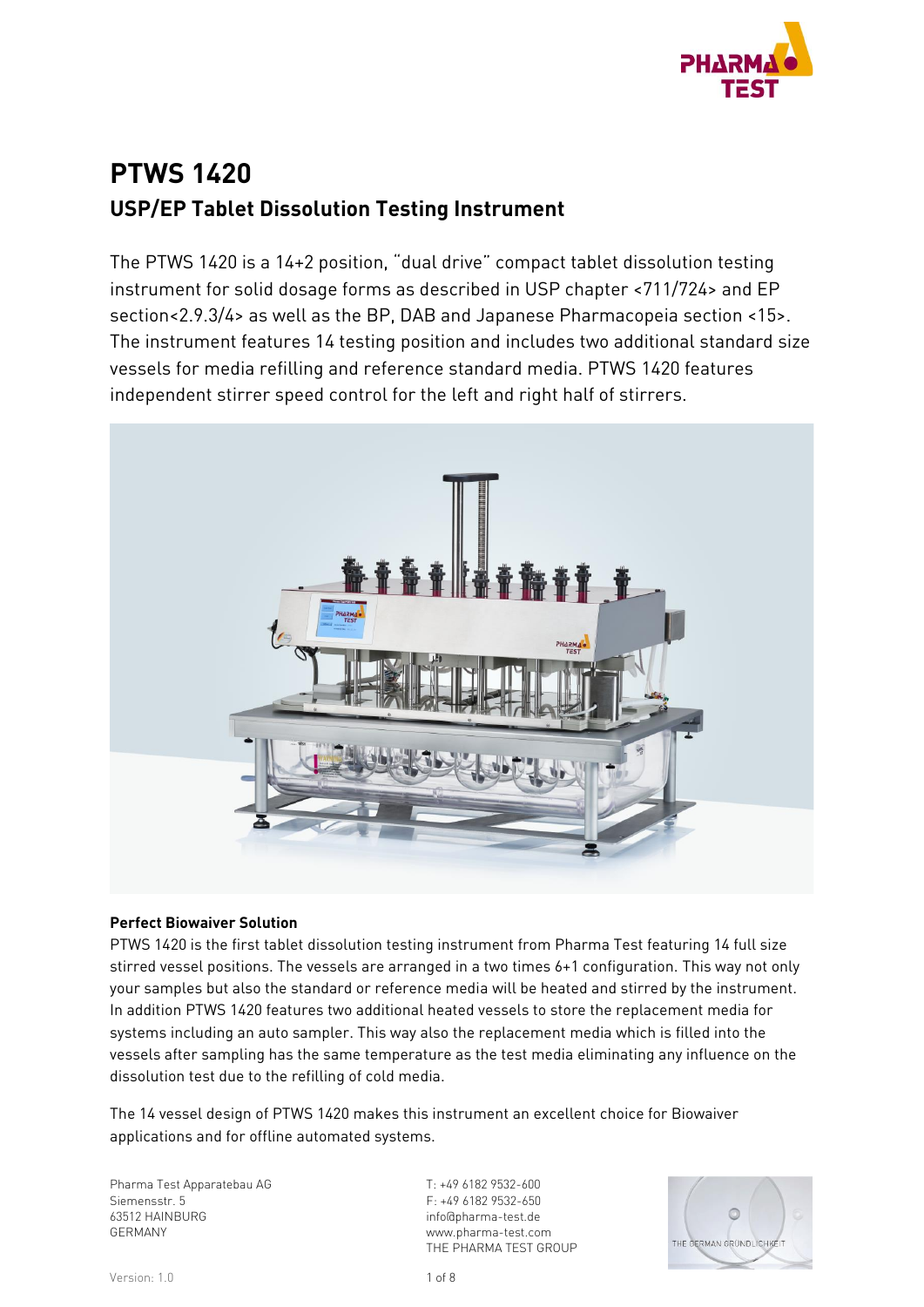# PTWS 1420

## USP/EP Tablet Dissolution Testing Instrument

The PTWS 1420 is a 14+2 position, "dual drive" compact tablet dissolution testing instrument for solid dosage forms as described in USP chapter <711/724> and EP section<2.9.3/4> as well as the BP, DAB and Japanese Pharmacopeia section <15>. The instrument features 14 testing position and includes two additional standard size vessels for media refilling and reference standard media. PTWS 1420 features independent stirrer speed control for the left and right half of stirrers.

**Perfect Biowaiver Solution**

PTWS 1420 is the first tablet dissolution testing instrument from Pharma Test featuring 14 full size stirred vessel positions. The vessels are arranged in a two times 6+1 configuration. This way not only your samples but also the standard or reference media will be heated and stirred by the instrument. In addition PTWS 1420 features two additional heated vessels to store the replacement media for systems including an auto sampler. This way also the replacement media which is filled into the vessels after sampling has the same temperature as the test media eliminating any influence on the dissolution test due to the refilling of cold media.

The 14 vessel design of PTWS 1420 makes this instrument an excellent choice for Biowaiver applications and for offline automated systems.

Pharma Test Apparatebau AG
Siemensstr. 5
63512 HAINBURG
GERMANY

T: +49 6182 9532-600
F: +49 6182 9532-650
info@pharma-test.de
www.pharma-test.com
THE PHARMA TEST GROUP

Version: 1.0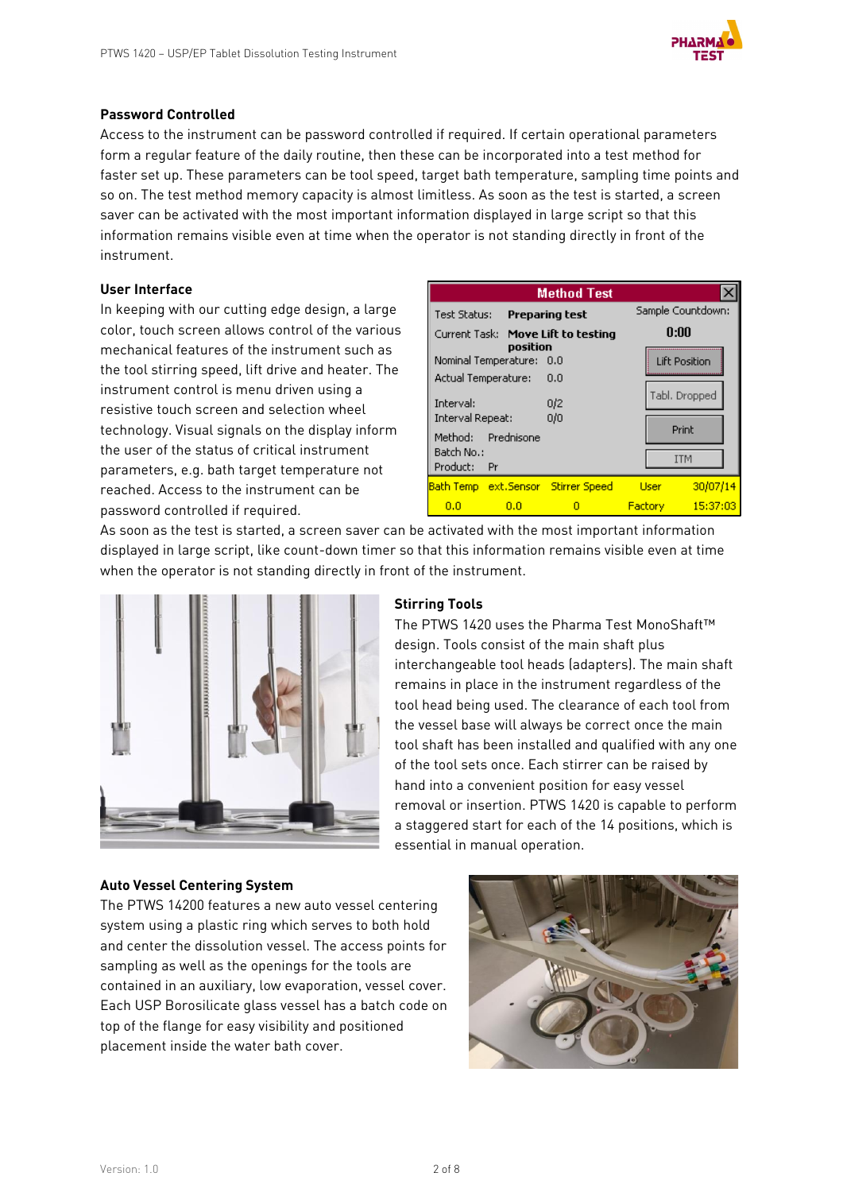**Password Controlled**

Access to the instrument can be password controlled if required. If certain operational parameters form a regular feature of the daily routine, then these can be incorporated into a test method for faster set up. These parameters can be tool speed, target bath temperature, sampling time points and so on. The test method memory capacity is almost limitless. As soon as the test is started, a screen saver can be activated with the most important information displayed in large script so that this information remains visible even at time when the operator is not standing directly in front of the instrument.

**User Interface**

In keeping with our cutting edge design, a large color, touch screen allows control of the various mechanical features of the instrument such as the tool stirring speed, lift drive and heater. The instrument control is menu driven using a resistive touch screen and selection wheel technology. Visual signals on the display inform the user of the status of critical instrument parameters, e.g. bath target temperature not reached. Access to the instrument can be password controlled if required.

As soon as the test is started, a screen saver can be activated with the most important information displayed in large script, like count-down timer so that this information remains visible even at time when the operator is not standing directly in front of the instrument.

**Stirring Tools**

The PTWS 1420 uses the Pharma Test MonoShaft™ design. Tools consist of the main shaft plus interchangeable tool heads (adapters). The main shaft remains in place in the instrument regardless of the tool head being used. The clearance of each tool from the vessel base will always be correct once the main tool shaft has been installed and qualified with any one of the tool sets once. Each stirrer can be raised by hand into a convenient position for easy vessel removal or insertion. PTWS 1420 is capable to perform a staggered start for each of the 14 positions, which is essential in manual operation.

**Auto Vessel Centering System**

The PTWS 14200 features a new auto vessel centering system using a plastic ring which serves to both hold and center the dissolution vessel. The access points for sampling as well as the openings for the tools are contained in an auxiliary, low evaporation, vessel cover. Each USP Borosilicate glass vessel has a batch code on top of the flange for easy visibility and positioned placement inside the water bath cover.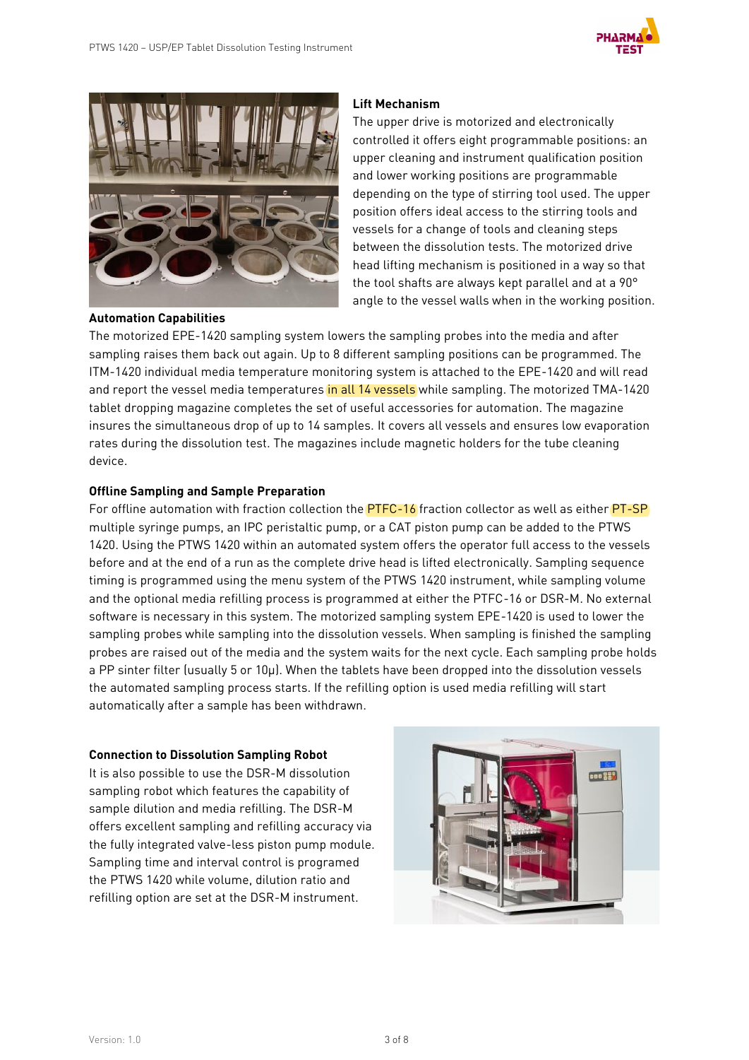### Lift Mechanism

The upper drive is motorized and electronically controlled it offers eight programmable positions: an upper cleaning and instrument qualification position and lower working positions are programmable depending on the type of stirring tool used. The upper position offers ideal access to the stirring tools and vessels for a change of tools and cleaning steps between the dissolution tests. The motorized drive head lifting mechanism is positioned in a way so that the tool shafts are always kept parallel and at a 90° angle to the vessel walls when in the working position.

### Automation Capabilities

The motorized EPE-1420 sampling system lowers the sampling probes into the media and after sampling raises them back out again. Up to 8 different sampling positions can be programmed. The ITM-1420 individual media temperature monitoring system is attached to the EPE-1420 and will read and report the vessel media temperatures in all 14 vessels while sampling. The motorized TMA-1420 tablet dropping magazine completes the set of useful accessories for automation. The magazine insures the simultaneous drop of up to 14 samples. It covers all vessels and ensures low evaporation rates during the dissolution test. The magazines include magnetic holders for the tube cleaning device.

### Offline Sampling and Sample Preparation

For offline automation with fraction collection the PTFC-16 fraction collector as well as either PT-SP multiple syringe pumps, an IPC peristaltic pump, or a CAT piston pump can be added to the PTWS 1420. Using the PTWS 1420 within an automated system offers the operator full access to the vessels before and at the end of a run as the complete drive head is lifted electronically. Sampling sequence timing is programmed using the menu system of the PTWS 1420 instrument, while sampling volume and the optional media refilling process is programmed at either the PTFC-16 or DSR-M. No external software is necessary in this system. The motorized sampling system EPE-1420 is used to lower the sampling probes while sampling into the dissolution vessels. When sampling is finished the sampling probes are raised out of the media and the system waits for the next cycle. Each sampling probe holds a PP sinter filter (usually 5 or 10µ). When the tablets have been dropped into the dissolution vessels the automated sampling process starts. If the refilling option is used media refilling will start automatically after a sample has been withdrawn.

### Connection to Dissolution Sampling Robot

It is also possible to use the DSR-M dissolution sampling robot which features the capability of sample dilution and media refilling. The DSR-M offers excellent sampling and refilling accuracy via the fully integrated valve-less piston pump module. Sampling time and interval control is programed the PTWS 1420 while volume, dilution ratio and refilling option are set at the DSR-M instrument.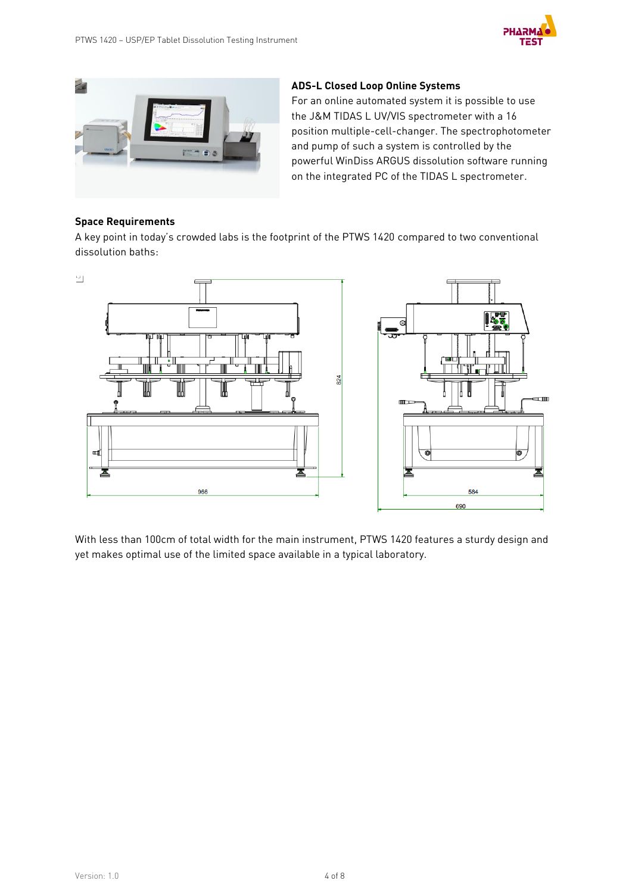## ADS-L Closed Loop Online Systems

For an online automated system it is possible to use the J&M TIDAS L UV/VIS spectrometer with a 16 position multiple-cell-changer. The spectrophotometer and pump of such a system is controlled by the powerful WinDiss ARGUS dissolution software running on the integrated PC of the TIDAS L spectrometer.

## Space Requirements

A key point in today's crowded labs is the footprint of the PTWS 1420 compared to two conventional dissolution baths:

With less than 100cm of total width for the main instrument, PTWS 1420 features a sturdy design and yet makes optimal use of the limited space available in a typical laboratory.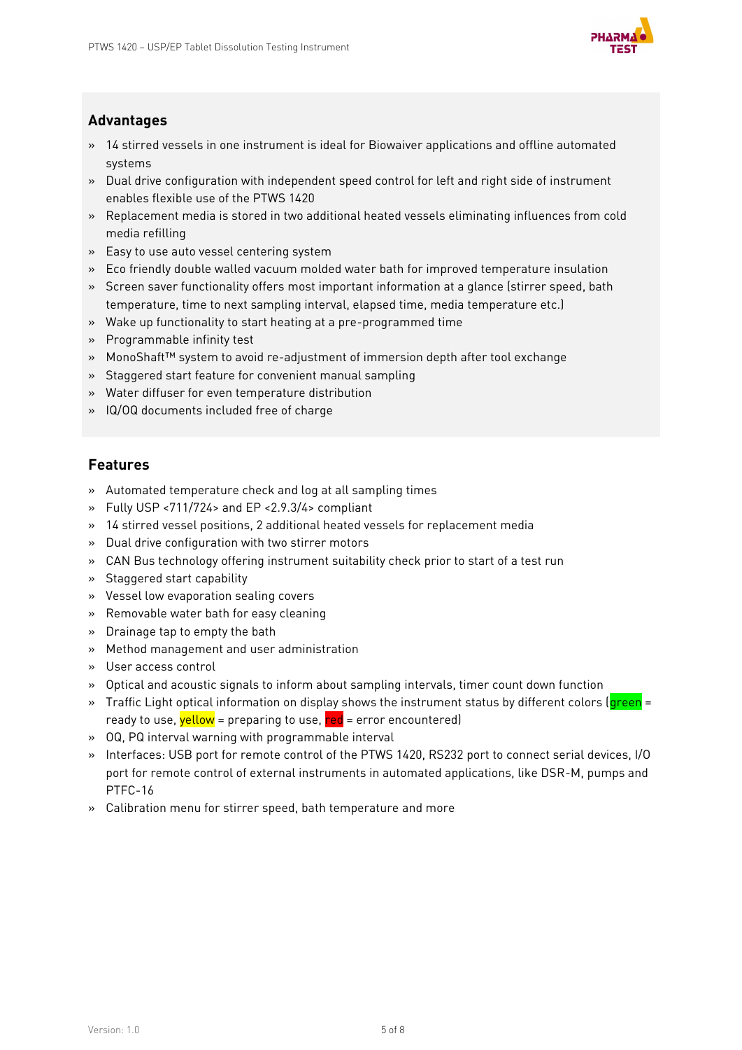## Advantages

- 14 stirred vessels in one instrument is ideal for Biowaiver applications and offline automated systems
- Dual drive configuration with independent speed control for left and right side of instrument enables flexible use of the PTWS 1420
- Replacement media is stored in two additional heated vessels eliminating influences from cold media refilling
- Easy to use auto vessel centering system
- Eco friendly double walled vacuum molded water bath for improved temperature insulation
- Screen saver functionality offers most important information at a glance (stirrer speed, bath temperature, time to next sampling interval, elapsed time, media temperature etc.)
- Wake up functionality to start heating at a pre-programmed time
- Programmable infinity test
- MonoShaft™ system to avoid re-adjustment of immersion depth after tool exchange
- Staggered start feature for convenient manual sampling
- Water diffuser for even temperature distribution
- IQ/OQ documents included free of charge

## Features

- Automated temperature check and log at all sampling times
- Fully USP <711/724> and EP <2.9.3/4> compliant
- 14 stirred vessel positions, 2 additional heated vessels for replacement media
- Dual drive configuration with two stirrer motors
- CAN Bus technology offering instrument suitability check prior to start of a test run
- Staggered start capability
- Vessel low evaporation sealing covers
- Removable water bath for easy cleaning
- Drainage tap to empty the bath
- Method management and user administration
- User access control
- Optical and acoustic signals to inform about sampling intervals, timer count down function
- Traffic Light optical information on display shows the instrument status by different colors (green = ready to use, yellow = preparing to use, red = error encountered)
- OQ, PQ interval warning with programmable interval
- Interfaces: USB port for remote control of the PTWS 1420, RS232 port to connect serial devices, I/O port for remote control of external instruments in automated applications, like DSR-M, pumps and PTFC-16
- Calibration menu for stirrer speed, bath temperature and more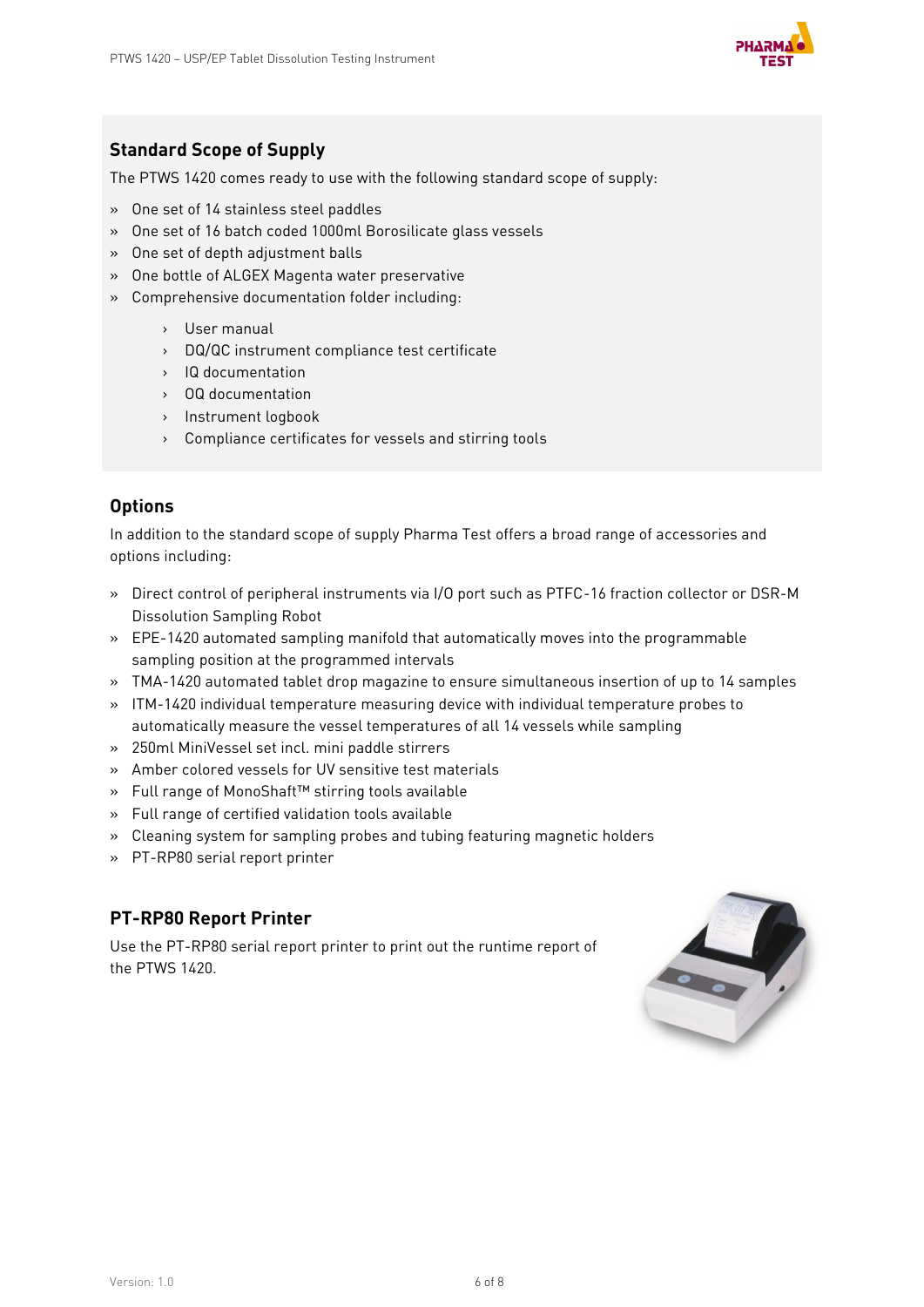## Standard Scope of Supply

The PTWS 1420 comes ready to use with the following standard scope of supply:

- One set of 14 stainless steel paddles
- One set of 16 batch coded 1000ml Borosilicate glass vessels
- One set of depth adjustment balls
- One bottle of ALGEX Magenta water preservative
- Comprehensive documentation folder including:
  - User manual
  - DQ/QC instrument compliance test certificate
  - IQ documentation
  - OQ documentation
  - Instrument logbook
  - Compliance certificates for vessels and stirring tools

## Options

In addition to the standard scope of supply Pharma Test offers a broad range of accessories and options including:

- Direct control of peripheral instruments via I/O port such as PTFC-16 fraction collector or DSR-M Dissolution Sampling Robot
- EPE-1420 automated sampling manifold that automatically moves into the programmable sampling position at the programmed intervals
- TMA-1420 automated tablet drop magazine to ensure simultaneous insertion of up to 14 samples
- ITM-1420 individual temperature measuring device with individual temperature probes to automatically measure the vessel temperatures of all 14 vessels while sampling
- 250ml MiniVessel set incl. mini paddle stirrers
- Amber colored vessels for UV sensitive test materials
- Full range of MonoShaft™ stirring tools available
- Full range of certified validation tools available
- Cleaning system for sampling probes and tubing featuring magnetic holders
- PT-RP80 serial report printer

## PT-RP80 Report Printer

Use the PT-RP80 serial report printer to print out the runtime report of the PTWS 1420.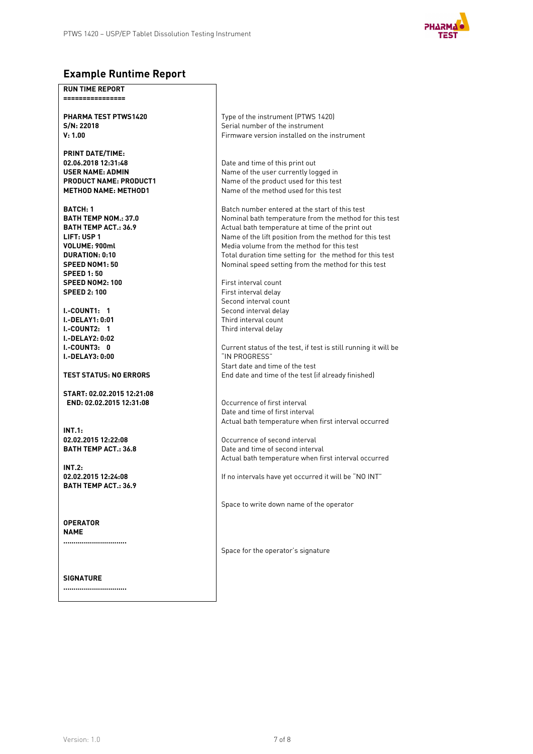## Example Runtime Report

| RUN TIME REPORT<br>================ | |
|---|---|
| **PHARMA TEST PTWS1420** | Type of the instrument (PTWS 1420) |
| **S/N: 22018** | Serial number of the instrument |
| **V: 1.00** | Firmware version installed on the instrument |
| **PRINT DATE/TIME:** | |
| **02.06.2018 12:31:48** | Date and time of this print out |
| **USER NAME: ADMIN** | Name of the user currently logged in |
| **PRODUCT NAME: PRODUCT1** | Name of the product used for this test |
| **METHOD NAME: METHOD1** | Name of the method used for this test |
| **BATCH: 1** | Batch number entered at the start of this test |
| **BATH TEMP NOM.: 37.0** | Nominal bath temperature from the method for this test |
| **BATH TEMP ACT.: 36.9** | Actual bath temperature at time of the print out |
| **LIFT: USP 1** | Name of the lift position from the method for this test |
| **VOLUME: 900ml** | Media volume from the method for this test |
| **DURATION: 0:10** | Total duration time setting for the method for this test |
| **SPEED NOM1: 50** | Nominal speed setting from the method for this test |
| **SPEED 1: 50** | |
| **SPEED NOM2: 100** | First interval count |
| **SPEED 2: 100** | First interval delay |
| | Second interval count |
| **I.-COUNT1: 1** | Second interval delay |
| **I.-DELAY1: 0:01** | Third interval count |
| **I.-COUNT2: 1** | Third interval delay |
| **I.-DELAY2: 0:02** | |
| **I.-COUNT3: 0** | Current status of the test, if test is still running it will be |
| **I.-DELAY3: 0:00** | "IN PROGRESS" |
| | Start date and time of the test |
| **TEST STATUS: NO ERRORS** | End date and time of the test (if already finished) |
| **START: 02.02.2015 12:21:08** | |
| **END: 02.02.2015 12:31:08** | Occurrence of first interval |
| | Date and time of first interval |
| | Actual bath temperature when first interval occurred |
| **INT.1:** | |
| **02.02.2015 12:22:08** | Occurrence of second interval |
| **BATH TEMP ACT.: 36.8** | Date and time of second interval |
| | Actual bath temperature when first interval occurred |
| **INT.2:** | |
| **02.02.2015 12:24:08** | If no intervals have yet occurred it will be "NO INT" |
| **BATH TEMP ACT.: 36.9** | |
| | Space to write down name of the operator |
| **OPERATOR NAME** | |
| ............................... | |
| | Space for the operator's signature |
| **SIGNATURE** | |
| ............................... | |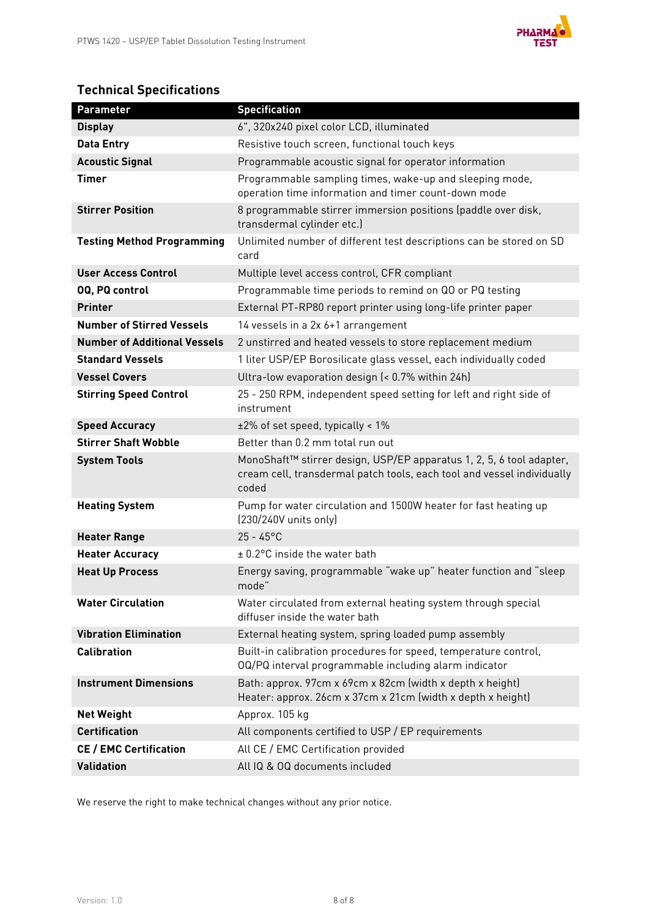## Technical Specifications

| Parameter | Specification |
|---|---|
| **Display** | 6", 320x240 pixel color LCD, illuminated |
| **Data Entry** | Resistive touch screen, functional touch keys |
| **Acoustic Signal** | Programmable acoustic signal for operator information |
| **Timer** | Programmable sampling times, wake-up and sleeping mode, operation time information and timer count-down mode |
| **Stirrer Position** | 8 programmable stirrer immersion positions (paddle over disk, transdermal cylinder etc.) |
| **Testing Method Programming** | Unlimited number of different test descriptions can be stored on SD card |
| **User Access Control** | Multiple level access control, CFR compliant |
| **OQ, PQ control** | Programmable time periods to remind on QO or PQ testing |
| **Printer** | External PT-RP80 report printer using long-life printer paper |
| **Number of Stirred Vessels** | 14 vessels in a 2x 6+1 arrangement |
| **Number of Additional Vessels** | 2 unstirred and heated vessels to store replacement medium |
| **Standard Vessels** | 1 liter USP/EP Borosilicate glass vessel, each individually coded |
| **Vessel Covers** | Ultra-low evaporation design (< 0.7% within 24h) |
| **Stirring Speed Control** | 25 - 250 RPM, independent speed setting for left and right side of instrument |
| **Speed Accuracy** | ±2% of set speed, typically < 1% |
| **Stirrer Shaft Wobble** | Better than 0.2 mm total run out |
| **System Tools** | MonoShaft™ stirrer design, USP/EP apparatus 1, 2, 5, 6 tool adapter, cream cell, transdermal patch tools, each tool and vessel individually coded |
| **Heating System** | Pump for water circulation and 1500W heater for fast heating up (230/240V units only) |
| **Heater Range** | 25 - 45°C |
| **Heater Accuracy** | ± 0.2°C inside the water bath |
| **Heat Up Process** | Energy saving, programmable "wake up" heater function and "sleep mode" |
| **Water Circulation** | Water circulated from external heating system through special diffuser inside the water bath |
| **Vibration Elimination** | External heating system, spring loaded pump assembly |
| **Calibration** | Built-in calibration procedures for speed, temperature control, OQ/PQ interval programmable including alarm indicator |
| **Instrument Dimensions** | Bath: approx. 97cm x 69cm x 82cm (width x depth x height) Heater: approx. 26cm x 37cm x 21cm (width x depth x height) |
| **Net Weight** | Approx. 105 kg |
| **Certification** | All components certified to USP / EP requirements |
| **CE / EMC Certification** | All CE / EMC Certification provided |
| **Validation** | All IQ & OQ documents included |

We reserve the right to make technical changes without any prior notice.